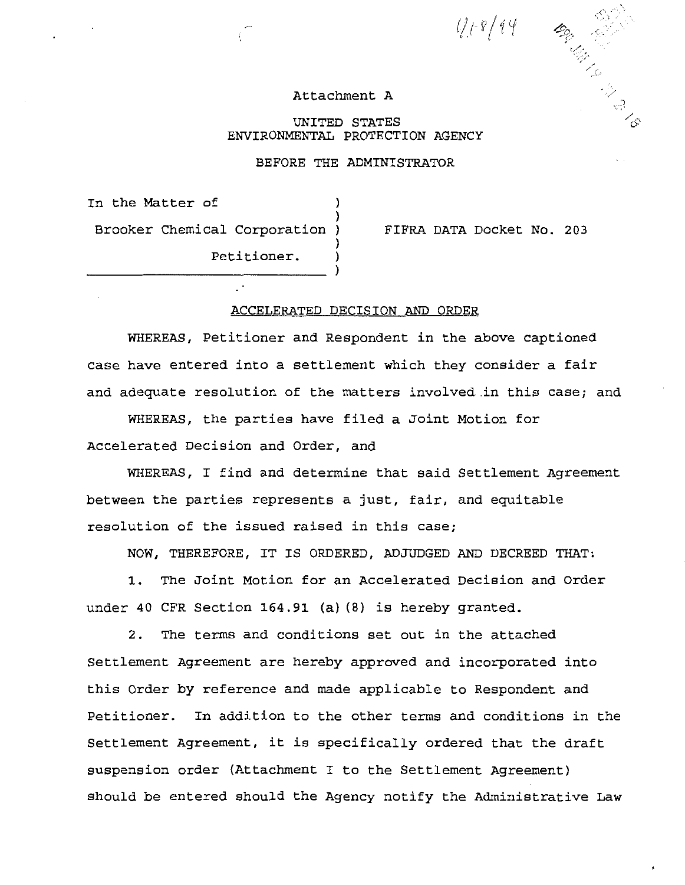Attachment A

UNITED STATES
ENVIRONMENTAL PROTECTION AGENCY

BEFORE THE ADMINISTRATOR

In the Matter of )
)
Brooker Chemical Corporation ) FIFRA DATA Docket No. 203
)
Petitioner. )
)

ACCELERATED DECISION AND ORDER

WHEREAS, Petitioner and Respondent in the above captioned case have entered into a settlement which they consider a fair and adequate resolution of the matters involved in this case; and

WHEREAS, the parties have filed a Joint Motion for Accelerated Decision and Order, and

WHEREAS, I find and determine that said Settlement Agreement between the parties represents a just, fair, and equitable resolution of the issued raised in this case;

NOW, THEREFORE, IT IS ORDERED, ADJUDGED AND DECREED THAT:

1. The Joint Motion for an Accelerated Decision and Order under 40 CFR Section 164.91 (a)(8) is hereby granted.

2. The terms and conditions set out in the attached Settlement Agreement are hereby approved and incorporated into this Order by reference and made applicable to Respondent and Petitioner. In addition to the other terms and conditions in the Settlement Agreement, it is specifically ordered that the draft suspension order (Attachment I to the Settlement Agreement) should be entered should the Agency notify the Administrative Law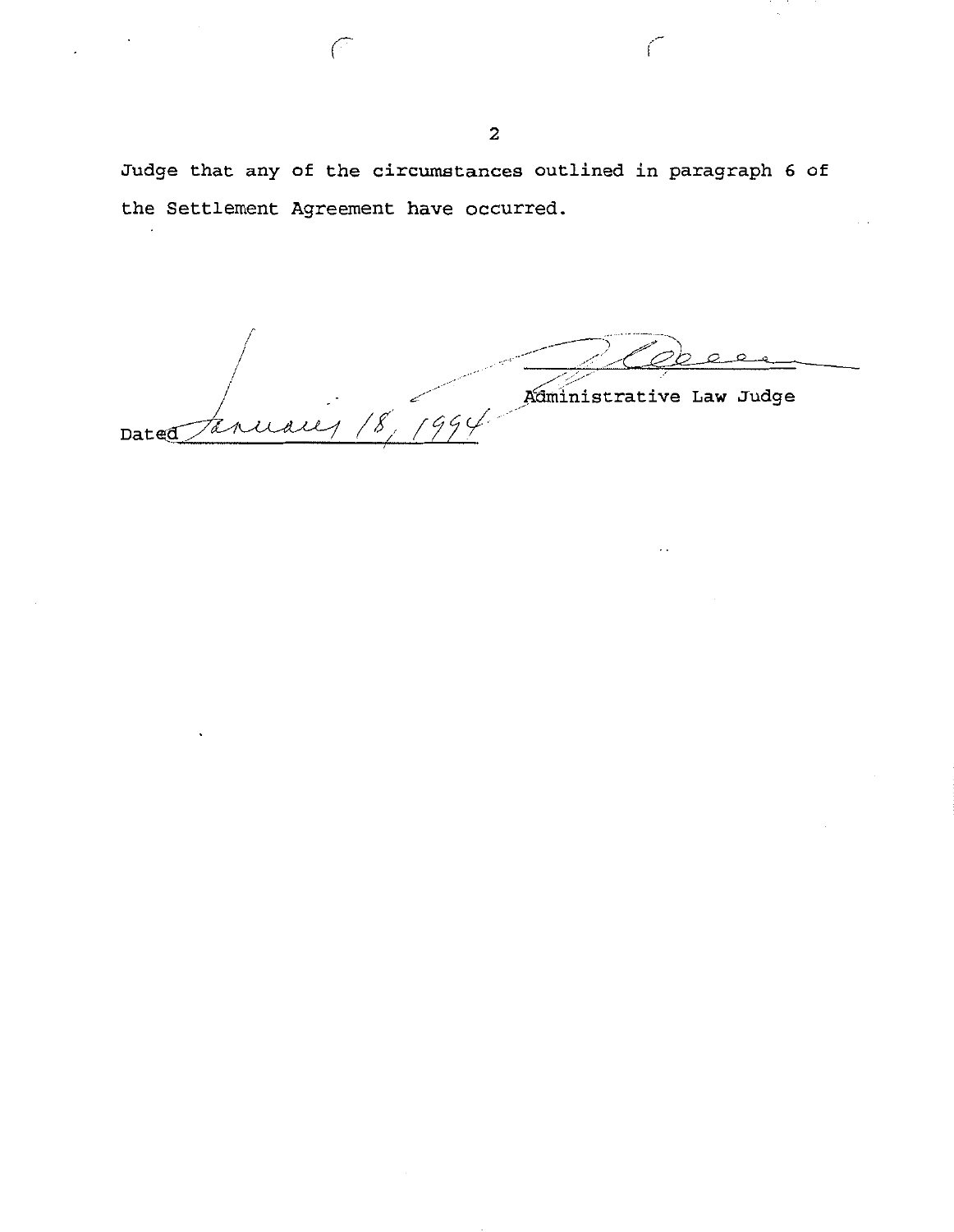Judge that any of the circumstances outlined in paragraph 6 of the Settlement Agreement have occurred.

Administrative Law Judge

Dated January 18, 1994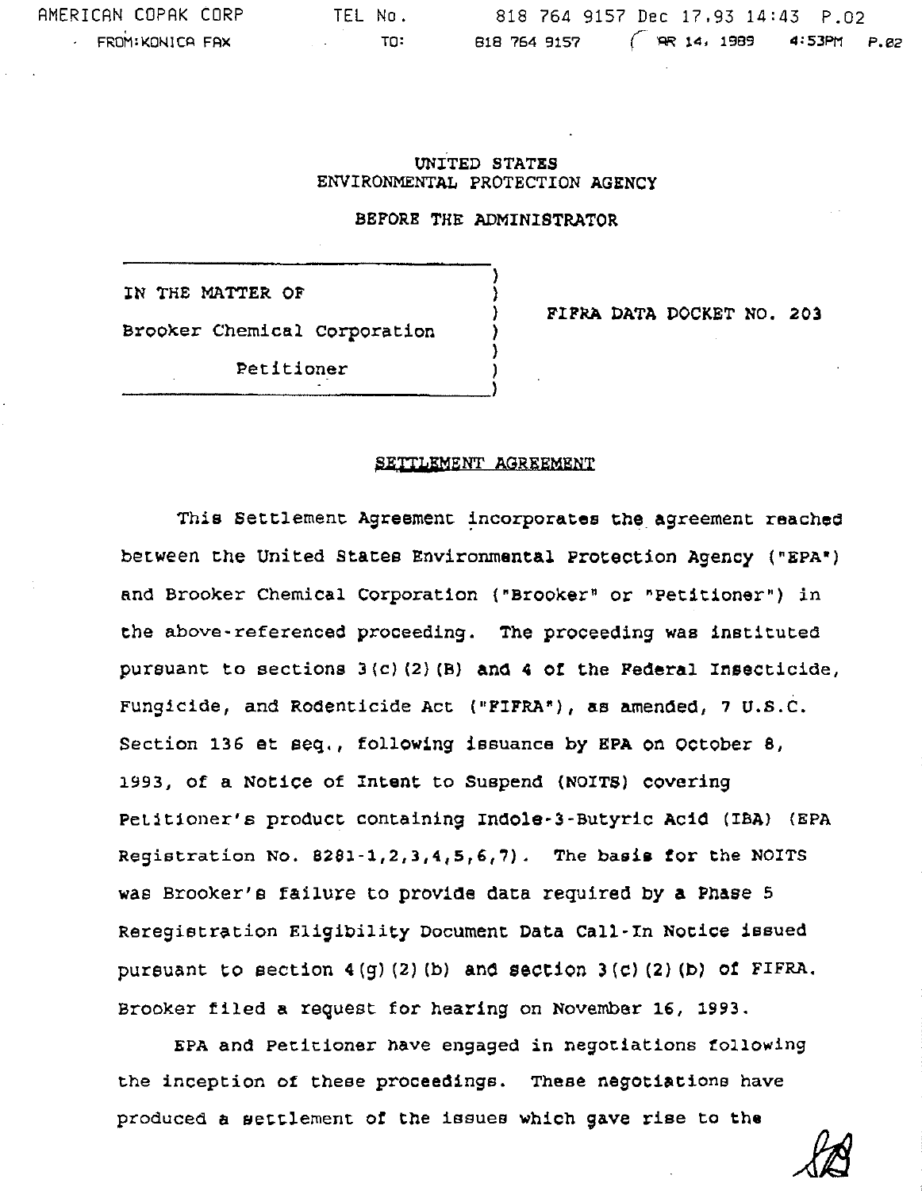UNITED STATES
ENVIRONMENTAL PROTECTION AGENCY

BEFORE THE ADMINISTRATOR

| | |
|---|---|
| IN THE MATTER OF<br><br>Brooker Chemical Corporation<br><br>Petitioner | FIFRA DATA DOCKET NO. 203 |

## SETTLEMENT AGREEMENT

This Settlement Agreement incorporates the agreement reached between the United States Environmental Protection Agency ("EPA") and Brooker Chemical Corporation ("Brooker" or "Petitioner") in the above-referenced proceeding. The proceeding was instituted pursuant to sections 3(c)(2)(B) and 4 of the Federal Insecticide, Fungicide, and Rodenticide Act ("FIFRA"), as amended, 7 U.S.C. Section 136 et seq., following issuance by EPA on October 8, 1993, of a Notice of Intent to Suspend (NOITS) covering Petitioner's product containing Indole-3-Butyric Acid (IBA) (EPA Registration No. 8281-1,2,3,4,5,6,7). The basis for the NOITS was Brooker's failure to provide data required by a Phase 5 Reregistration Eligibility Document Data Call-In Notice issued pursuant to section 4(g)(2)(b) and section 3(c)(2)(b) of FIFRA. Brooker filed a request for hearing on November 16, 1993.

EPA and Petitioner have engaged in negotiations following the inception of these proceedings. These negotiations have produced a settlement of the issues which gave rise to the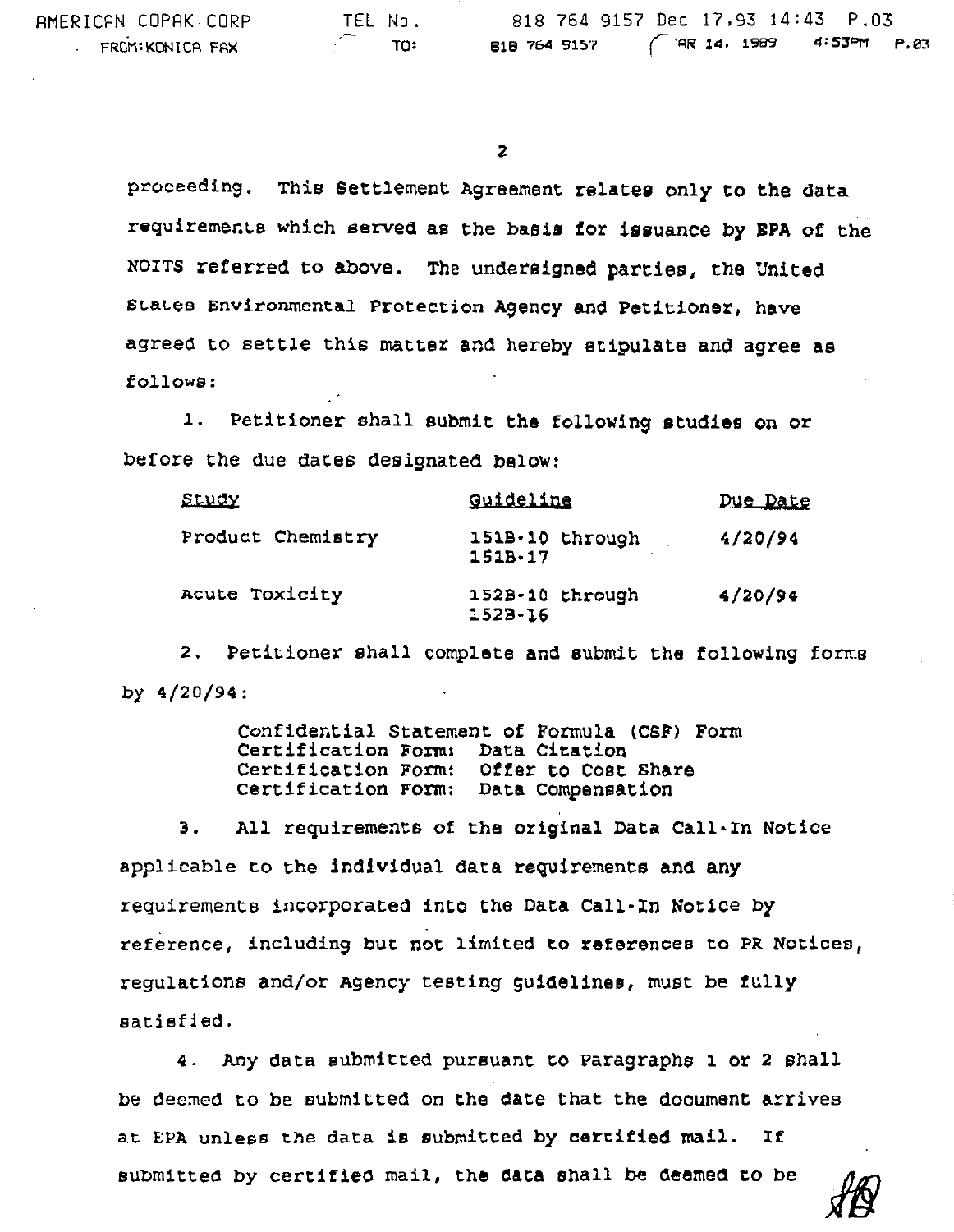proceeding. This Settlement Agreement relates only to the data requirements which served as the basis for issuance by EPA of the NOITS referred to above. The undersigned parties, the United States Environmental Protection Agency and Petitioner, have agreed to settle this matter and hereby stipulate and agree as follows:

1. Petitioner shall submit the following studies on or before the due dates designated below:

| Study | Guideline | Due Date |
|---|---|---|
| Product Chemistry | 151B-10 through 151B-17 | 4/20/94 |
| Acute Toxicity | 152B-10 through 152B-16 | 4/20/94 |

2. Petitioner shall complete and submit the following forms by 4/20/94:

Confidential Statement of Formula (CSF) Form
Certification Form: Data Citation
Certification Form: Offer to Cost Share
Certification Form: Data Compensation

3. All requirements of the original Data Call-In Notice applicable to the individual data requirements and any requirements incorporated into the Data Call-In Notice by reference, including but not limited to references to PR Notices, regulations and/or Agency testing guidelines, must be fully satisfied.

4. Any data submitted pursuant to Paragraphs 1 or 2 shall be deemed to be submitted on the date that the document arrives at EPA unless the data is submitted by certified mail. If submitted by certified mail, the data shall be deemed to be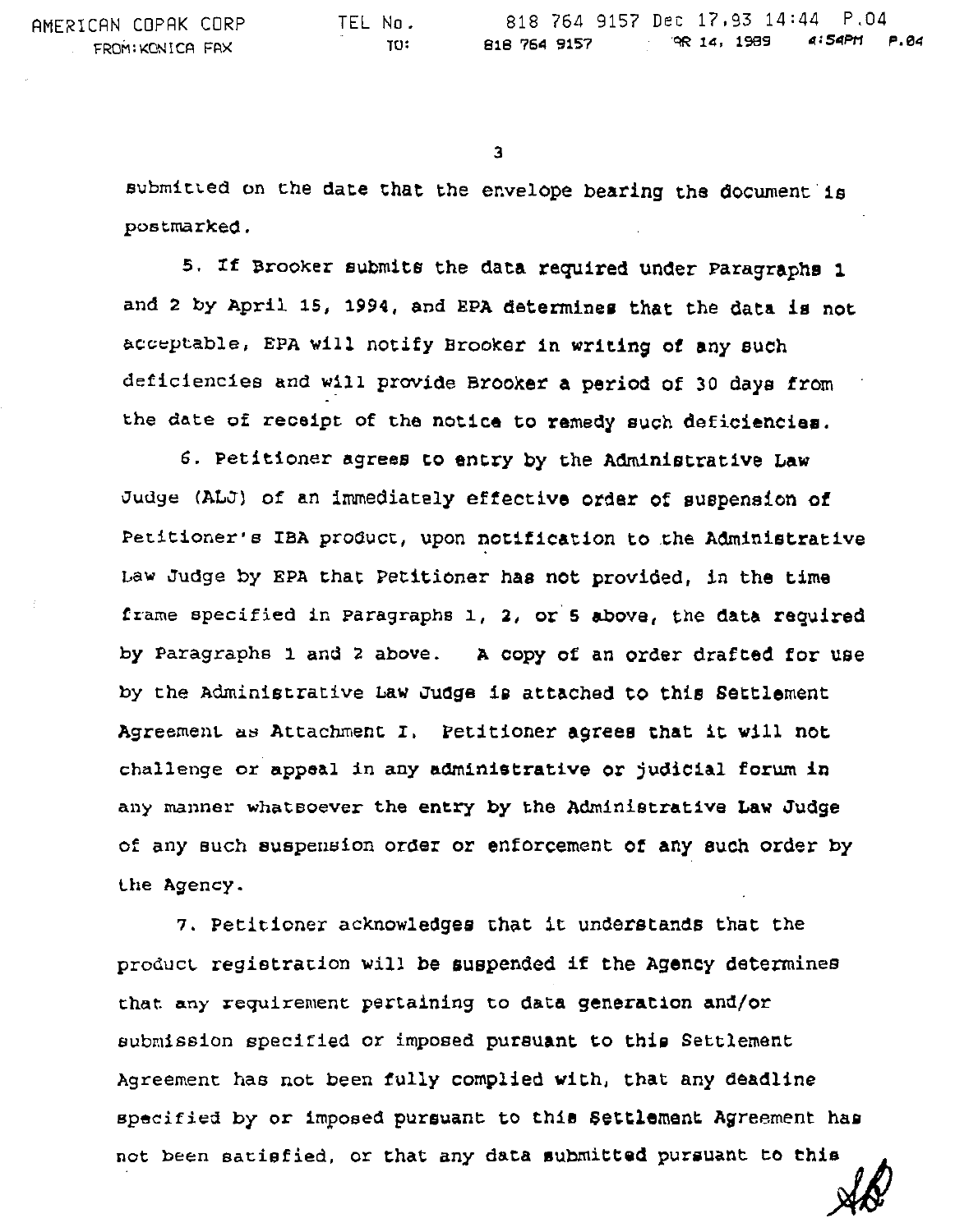submitted on the date that the envelope bearing the document is postmarked.

5. If Brooker submits the data required under Paragraphs 1 and 2 by April 15, 1994, and EPA determines that the data is not acceptable, EPA will notify Brooker in writing of any such deficiencies and will provide Brooker a period of 30 days from the date of receipt of the notice to remedy such deficiencies.

6. Petitioner agrees to entry by the Administrative Law Judge (ALJ) of an immediately effective order of suspension of Petitioner's IBA product, upon notification to the Administrative Law Judge by EPA that Petitioner has not provided, in the time frame specified in Paragraphs 1, 2, or 5 above, the data required by Paragraphs 1 and 2 above. A copy of an order drafted for use by the Administrative Law Judge is attached to this Settlement Agreement as Attachment I. Petitioner agrees that it will not challenge or appeal in any administrative or judicial forum in any manner whatsoever the entry by the Administrative Law Judge of any such suspension order or enforcement of any such order by the Agency.

7. Petitioner acknowledges that it understands that the product registration will be suspended if the Agency determines that any requirement pertaining to data generation and/or submission specified or imposed pursuant to this Settlement Agreement has not been fully complied with, that any deadline specified by or imposed pursuant to this Settlement Agreement has not been satisfied, or that any data submitted pursuant to this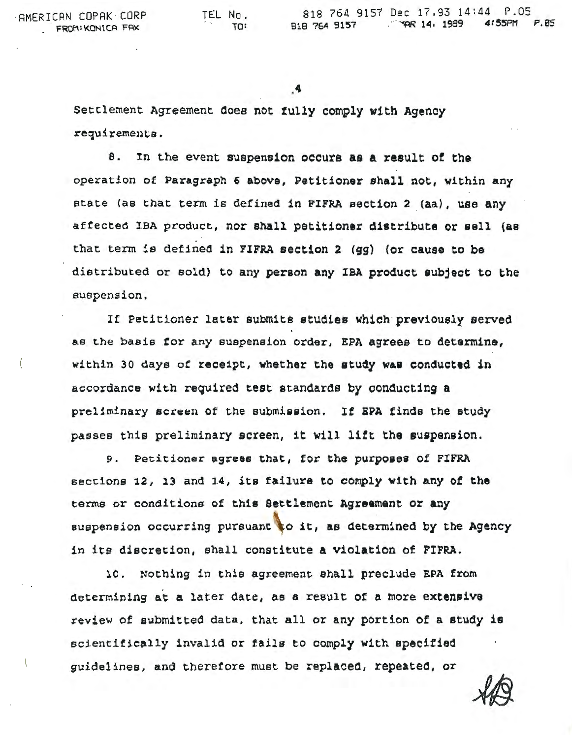Settlement Agreement does not fully comply with Agency requirements.

8. In the event suspension occurs as a result of the operation of Paragraph 6 above, Petitioner shall not, within any state (as that term is defined in FIFRA section 2 (aa), use any affected IBA product, nor shall petitioner distribute or sell (as that term is defined in FIFRA section 2 (gg) (or cause to be distributed or sold) to any person any IBA product subject to the suspension.

If Petitioner later submits studies which previously served as the basis for any suspension order, EPA agrees to determine, within 30 days of receipt, whether the study was conducted in accordance with required test standards by conducting a preliminary screen of the submission. If EPA finds the study passes this preliminary screen, it will lift the suspension.

9. Petitioner agrees that, for the purposes of FIFRA sections 12, 13 and 14, its failure to comply with any of the terms or conditions of this Settlement Agreement or any suspension occurring pursuant to it, as determined by the Agency in its discretion, shall constitute a violation of FIFRA.

10. Nothing in this agreement shall preclude EPA from determining at a later date, as a result of a more extensive review of submitted data, that all or any portion of a study is scientifically invalid or fails to comply with specified guidelines, and therefore must be replaced, repeated, or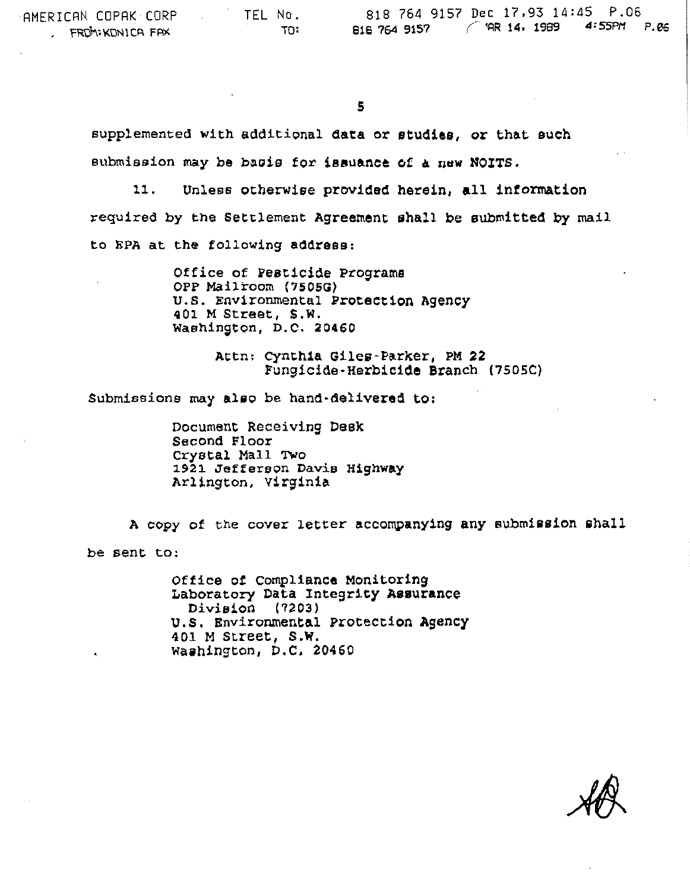supplemented with additional data or studies, or that such submission may be basis for issuance of a new NOITS.

11. Unless otherwise provided herein, all information required by the Settlement Agreement shall be submitted by mail to EPA at the following address:

> Office of Pesticide Programs
> OPP Mailroom (7505G)
> U.S. Environmental Protection Agency
> 401 M Street, S.W.
> Washington, D.C. 20460
>
> Attn: Cynthia Giles-Parker, PM 22
> Fungicide-Herbicide Branch (7505C)

Submissions may also be hand-delivered to:

> Document Receiving Desk
> Second Floor
> Crystal Mall Two
> 1921 Jefferson Davis Highway
> Arlington, Virginia

A copy of the cover letter accompanying any submission shall be sent to:

> Office of Compliance Monitoring
> Laboratory Data Integrity Assurance Division (7203)
> U.S. Environmental Protection Agency
> 401 M Street, S.W.
> Washington, D.C. 20460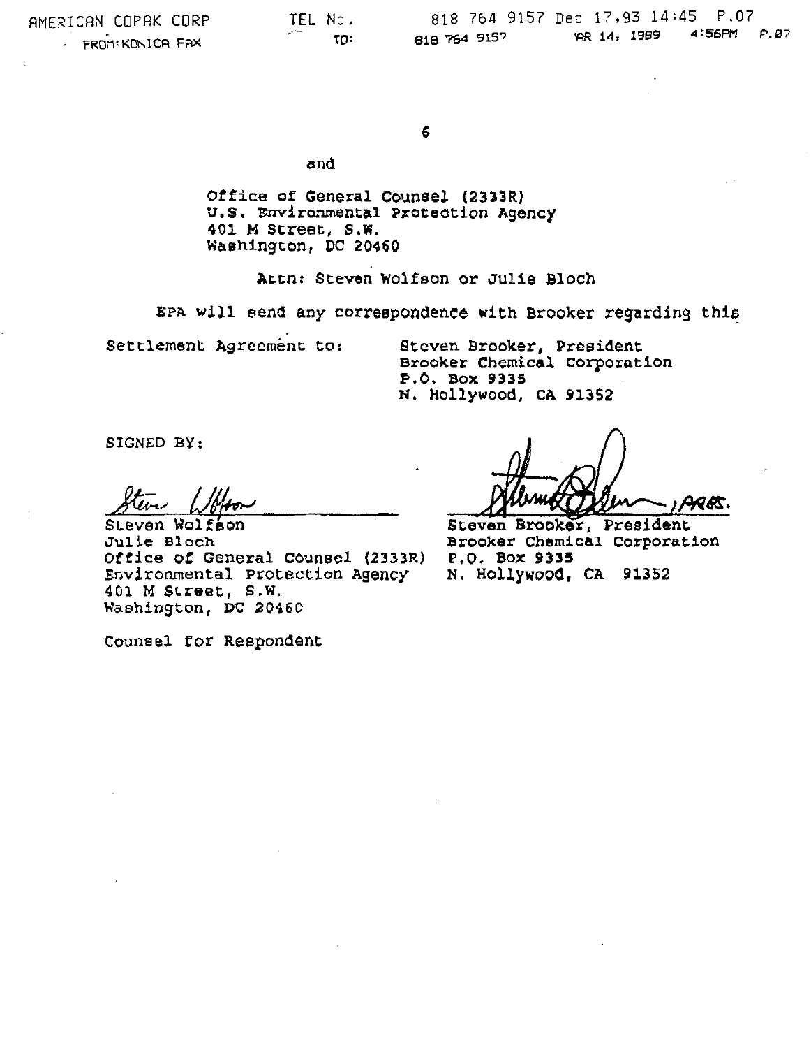and

Office of General Counsel (2333R)
U.S. Environmental Protection Agency
401 M Street, S.W.
Washington, DC 20460

Attn: Steven Wolfson or Julie Bloch

EPA will send any correspondence with Brooker regarding this Settlement Agreement to:

Steven Brooker, President
Brooker Chemical Corporation
P.O. Box 9335
N. Hollywood, CA 91352

SIGNED BY:

Steven Wolfson
Julie Bloch
Office of General Counsel (2333R)
Environmental Protection Agency
401 M Street, S.W.
Washington, DC 20460

Counsel for Respondent

Steven Brooker, President
Brooker Chemical Corporation
P.O. Box 9335
N. Hollywood, CA 91352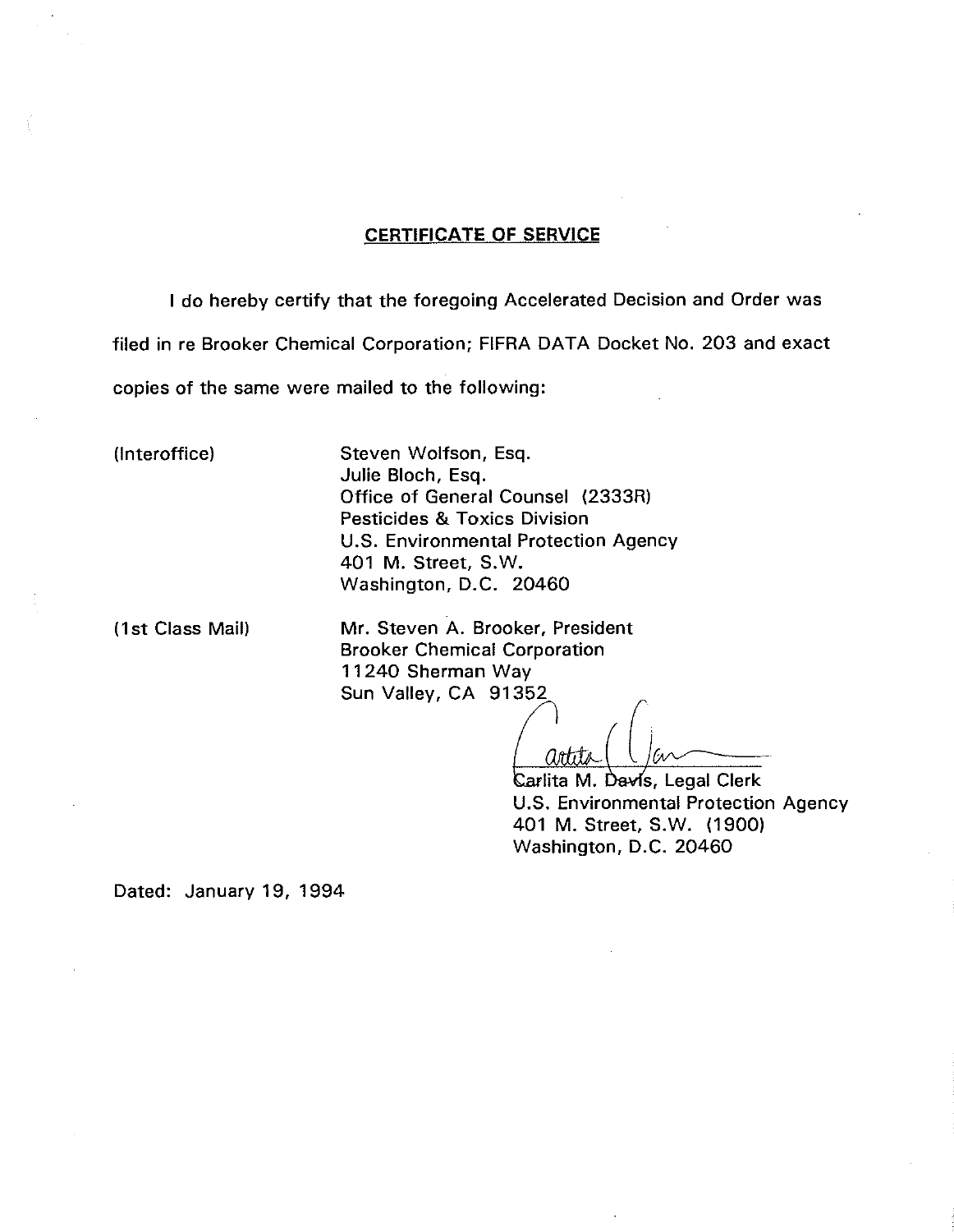## CERTIFICATE OF SERVICE

I do hereby certify that the foregoing Accelerated Decision and Order was filed in re Brooker Chemical Corporation; FIFRA DATA Docket No. 203 and exact copies of the same were mailed to the following:

(Interoffice)

Steven Wolfson, Esq.
Julie Bloch, Esq.
Office of General Counsel (2333R)
Pesticides & Toxics Division
U.S. Environmental Protection Agency
401 M. Street, S.W.
Washington, D.C. 20460

(1st Class Mail)

Mr. Steven A. Brooker, President
Brooker Chemical Corporation
11240 Sherman Way
Sun Valley, CA 91352

Carlita M. Davis, Legal Clerk
U.S. Environmental Protection Agency
401 M. Street, S.W. (1900)
Washington, D.C. 20460

Dated: January 19, 1994